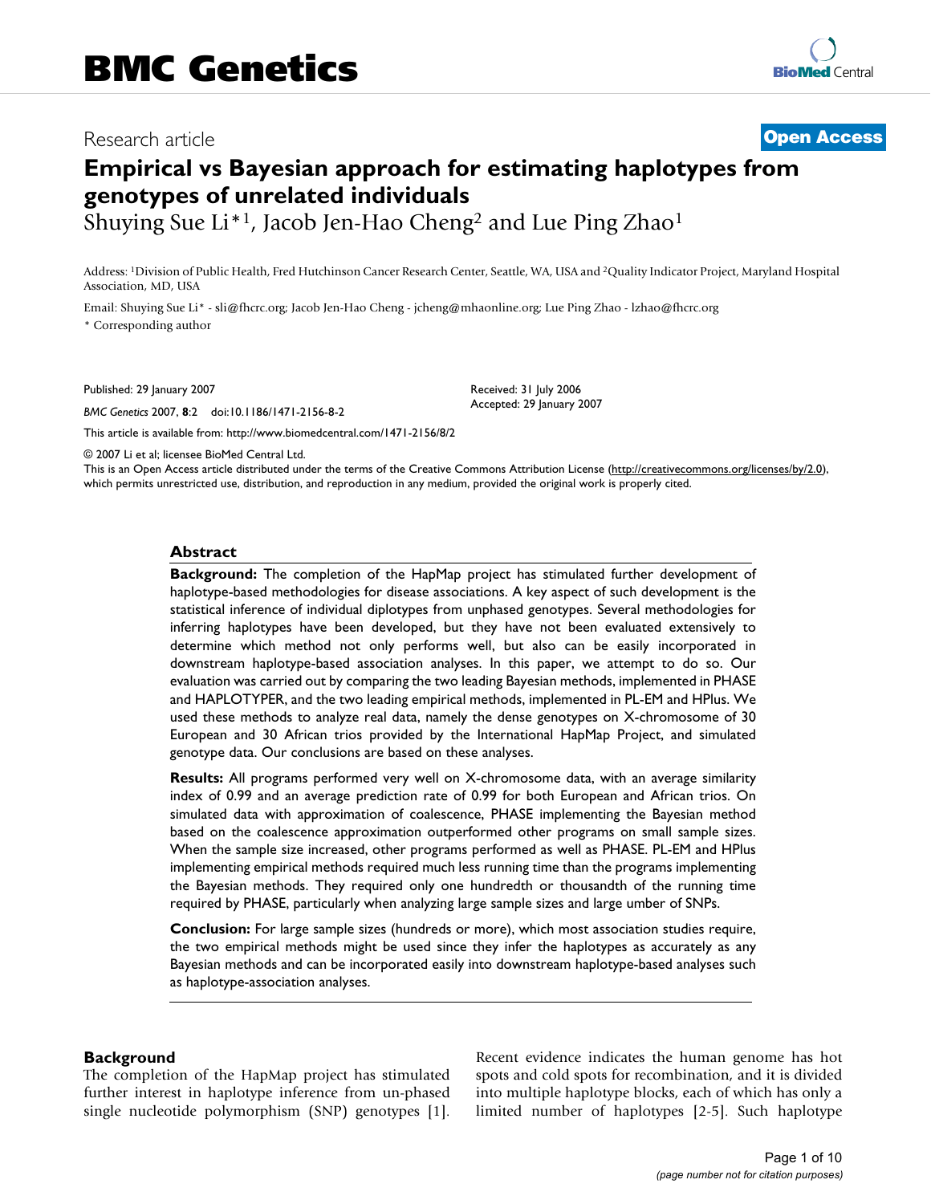# Research article

**Open Access**

# Empirical vs Bayesian approach for estimating haplotypes from genotypes of unrelated individuals

Shuying Sue Li*[1], Jacob Jen-Hao Cheng[2] and Lue Ping Zhao[1]

Address: [1]Division of Public Health, Fred Hutchinson Cancer Research Center, Seattle, WA, USA and [2]Quality Indicator Project, Maryland Hospital Association, MD, USA

Email: Shuying Sue Li* - sli@fhcrc.org; Jacob Jen-Hao Cheng - jcheng@mhaonline.org; Lue Ping Zhao - lzhao@fhcrc.org

\* Corresponding author

Published: 29 January 2007

*BMC Genetics* 2007, **8**:2 doi:10.1186/1471-2156-8-2

Received: 31 July 2006
Accepted: 29 January 2007

This article is available from: http://www.biomedcentral.com/1471-2156/8/2

© 2007 Li et al; licensee BioMed Central Ltd.
This is an Open Access article distributed under the terms of the Creative Commons Attribution License (http://creativecommons.org/licenses/by/2.0), which permits unrestricted use, distribution, and reproduction in any medium, provided the original work is properly cited.

## Abstract

**Background:** The completion of the HapMap project has stimulated further development of haplotype-based methodologies for disease associations. A key aspect of such development is the statistical inference of individual diplotypes from unphased genotypes. Several methodologies for inferring haplotypes have been developed, but they have not been evaluated extensively to determine which method not only performs well, but also can be easily incorporated in downstream haplotype-based association analyses. In this paper, we attempt to do so. Our evaluation was carried out by comparing the two leading Bayesian methods, implemented in PHASE and HAPLOTYPER, and the two leading empirical methods, implemented in PL-EM and HPlus. We used these methods to analyze real data, namely the dense genotypes on X-chromosome of 30 European and 30 African trios provided by the International HapMap Project, and simulated genotype data. Our conclusions are based on these analyses.

**Results:** All programs performed very well on X-chromosome data, with an average similarity index of 0.99 and an average prediction rate of 0.99 for both European and African trios. On simulated data with approximation of coalescence, PHASE implementing the Bayesian method based on the coalescence approximation outperformed other programs on small sample sizes. When the sample size increased, other programs performed as well as PHASE. PL-EM and HPlus implementing empirical methods required much less running time than the programs implementing the Bayesian methods. They required only one hundredth or thousandth of the running time required by PHASE, particularly when analyzing large sample sizes and large umber of SNPs.

**Conclusion:** For large sample sizes (hundreds or more), which most association studies require, the two empirical methods might be used since they infer the haplotypes as accurately as any Bayesian methods and can be incorporated easily into downstream haplotype-based analyses such as haplotype-association analyses.

## Background

The completion of the HapMap project has stimulated further interest in haplotype inference from un-phased single nucleotide polymorphism (SNP) genotypes [1]. Recent evidence indicates the human genome has hot spots and cold spots for recombination, and it is divided into multiple haplotype blocks, each of which has only a limited number of haplotypes [2-5]. Such haplotype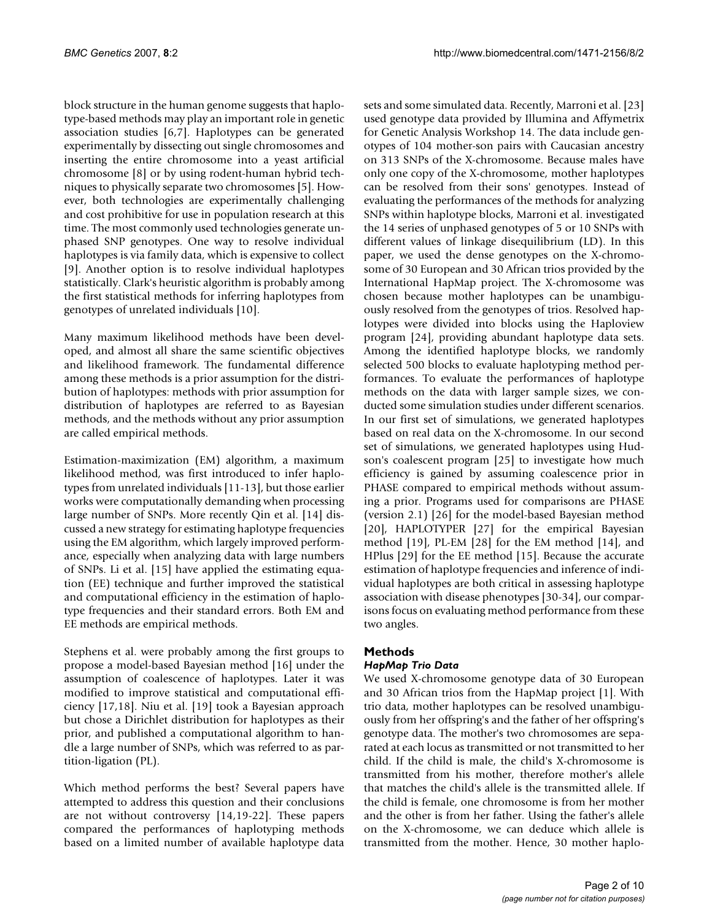block structure in the human genome suggests that haplotype-based methods may play an important role in genetic association studies [6,7]. Haplotypes can be generated experimentally by dissecting out single chromosomes and inserting the entire chromosome into a yeast artificial chromosome [8] or by using rodent-human hybrid techniques to physically separate two chromosomes [5]. However, both technologies are experimentally challenging and cost prohibitive for use in population research at this time. The most commonly used technologies generate unphased SNP genotypes. One way to resolve individual haplotypes is via family data, which is expensive to collect [9]. Another option is to resolve individual haplotypes statistically. Clark's heuristic algorithm is probably among the first statistical methods for inferring haplotypes from genotypes of unrelated individuals [10].

Many maximum likelihood methods have been developed, and almost all share the same scientific objectives and likelihood framework. The fundamental difference among these methods is a prior assumption for the distribution of haplotypes: methods with prior assumption for distribution of haplotypes are referred to as Bayesian methods, and the methods without any prior assumption are called empirical methods.

Estimation-maximization (EM) algorithm, a maximum likelihood method, was first introduced to infer haplotypes from unrelated individuals [11-13], but those earlier works were computationally demanding when processing large number of SNPs. More recently Qin et al. [14] discussed a new strategy for estimating haplotype frequencies using the EM algorithm, which largely improved performance, especially when analyzing data with large numbers of SNPs. Li et al. [15] have applied the estimating equation (EE) technique and further improved the statistical and computational efficiency in the estimation of haplotype frequencies and their standard errors. Both EM and EE methods are empirical methods.

Stephens et al. were probably among the first groups to propose a model-based Bayesian method [16] under the assumption of coalescence of haplotypes. Later it was modified to improve statistical and computational efficiency [17,18]. Niu et al. [19] took a Bayesian approach but chose a Dirichlet distribution for haplotypes as their prior, and published a computational algorithm to handle a large number of SNPs, which was referred to as partition-ligation (PL).

Which method performs the best? Several papers have attempted to address this question and their conclusions are not without controversy [14,19-22]. These papers compared the performances of haplotyping methods based on a limited number of available haplotype data sets and some simulated data. Recently, Marroni et al. [23] used genotype data provided by Illumina and Affymetrix for Genetic Analysis Workshop 14. The data include genotypes of 104 mother-son pairs with Caucasian ancestry on 313 SNPs of the X-chromosome. Because males have only one copy of the X-chromosome, mother haplotypes can be resolved from their sons' genotypes. Instead of evaluating the performances of the methods for analyzing SNPs within haplotype blocks, Marroni et al. investigated the 14 series of unphased genotypes of 5 or 10 SNPs with different values of linkage disequilibrium (LD). In this paper, we used the dense genotypes on the X-chromosome of 30 European and 30 African trios provided by the International HapMap project. The X-chromosome was chosen because mother haplotypes can be unambiguously resolved from the genotypes of trios. Resolved haplotypes were divided into blocks using the Haploview program [24], providing abundant haplotype data sets. Among the identified haplotype blocks, we randomly selected 500 blocks to evaluate haplotyping method performances. To evaluate the performances of haplotype methods on the data with larger sample sizes, we conducted some simulation studies under different scenarios. In our first set of simulations, we generated haplotypes based on real data on the X-chromosome. In our second set of simulations, we generated haplotypes using Hudson's coalescent program [25] to investigate how much efficiency is gained by assuming coalescence prior in PHASE compared to empirical methods without assuming a prior. Programs used for comparisons are PHASE (version 2.1) [26] for the model-based Bayesian method [20], HAPLOTYPER [27] for the empirical Bayesian method [19], PL-EM [28] for the EM method [14], and HPlus [29] for the EE method [15]. Because the accurate estimation of haplotype frequencies and inference of individual haplotypes are both critical in assessing haplotype association with disease phenotypes [30-34], our comparisons focus on evaluating method performance from these two angles.

## Methods

### *HapMap Trio Data*

We used X-chromosome genotype data of 30 European and 30 African trios from the HapMap project [1]. With trio data, mother haplotypes can be resolved unambiguously from her offspring's and the father of her offspring's genotype data. The mother's two chromosomes are separated at each locus as transmitted or not transmitted to her child. If the child is male, the child's X-chromosome is transmitted from his mother, therefore mother's allele that matches the child's allele is the transmitted allele. If the child is female, one chromosome is from her mother and the other is from her father. Using the father's allele on the X-chromosome, we can deduce which allele is transmitted from the mother. Hence, 30 mother haplo-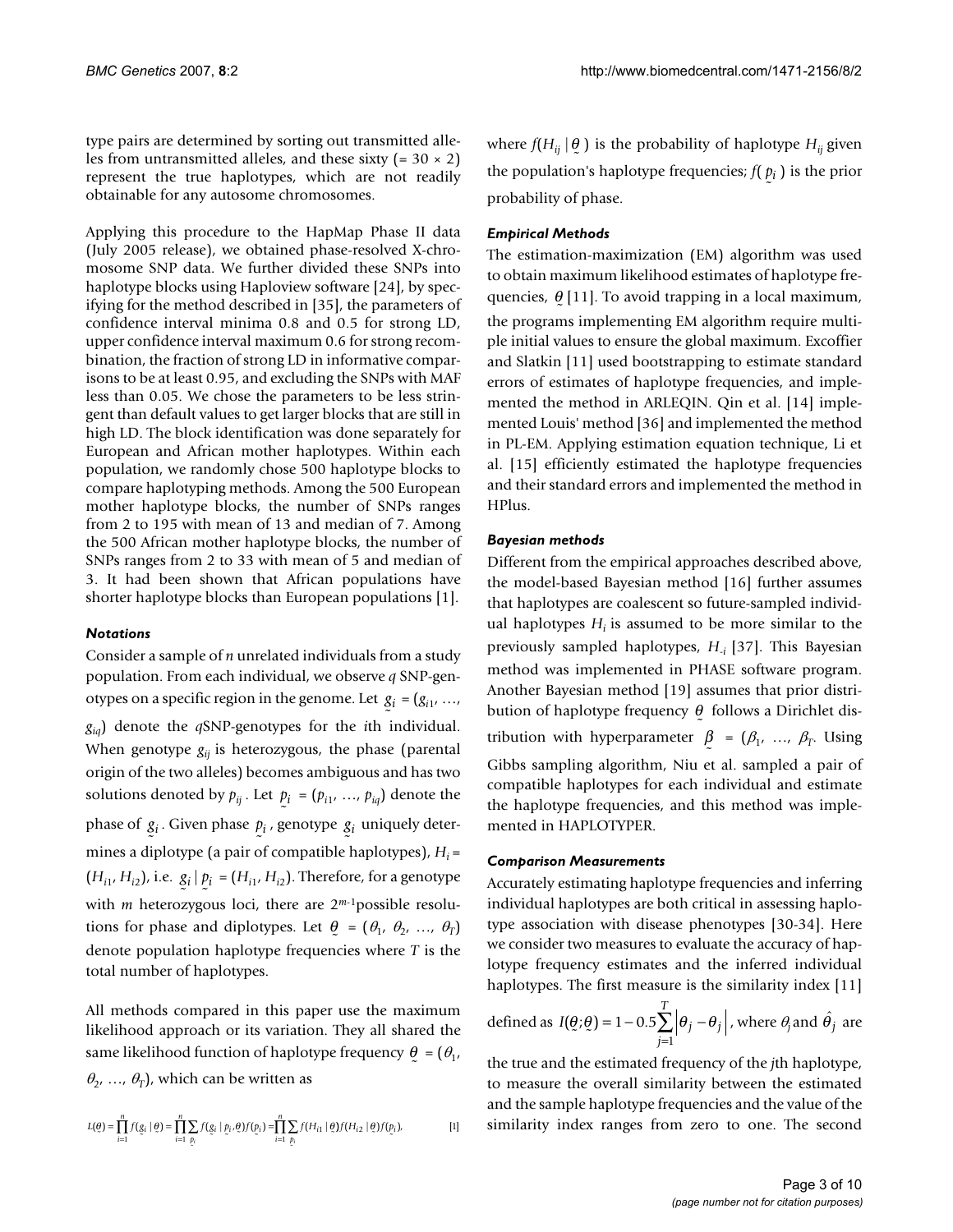type pairs are determined by sorting out transmitted alleles from untransmitted alleles, and these sixty (= 30 × 2) represent the true haplotypes, which are not readily obtainable for any autosome chromosomes.

Applying this procedure to the HapMap Phase II data (July 2005 release), we obtained phase-resolved X-chromosome SNP data. We further divided these SNPs into haplotype blocks using Haploview software [24], by specifying for the method described in [35], the parameters of confidence interval minima 0.8 and 0.5 for strong LD, upper confidence interval maximum 0.6 for strong recombination, the fraction of strong LD in informative comparisons to be at least 0.95, and excluding the SNPs with MAF less than 0.05. We chose the parameters to be less stringent than default values to get larger blocks that are still in high LD. The block identification was done separately for European and African mother haplotypes. Within each population, we randomly chose 500 haplotype blocks to compare haplotyping methods. Among the 500 European mother haplotype blocks, the number of SNPs ranges from 2 to 195 with mean of 13 and median of 7. Among the 500 African mother haplotype blocks, the number of SNPs ranges from 2 to 33 with mean of 5 and median of 3. It had been shown that African populations have shorter haplotype blocks than European populations [1].

### *Notations*

Consider a sample of $n$ unrelated individuals from a study population. From each individual, we observe $q$ SNP-genotypes on a specific region in the genome. Let $\underset{\sim}{g}_i = (g_{i1}, \ldots, g_{iq})$ denote the $q$SNP-genotypes for the $i$th individual. When genotype $g_{ij}$ is heterozygous, the phase (parental origin of the two alleles) becomes ambiguous and has two solutions denoted by $p_{ij}$. Let $\underset{\sim}{p}_i = (p_{i1}, \ldots, p_{iq})$ denote the phase of $\underset{\sim}{g}_i$. Given phase $\underset{\sim}{p}_i$, genotype $\underset{\sim}{g}_i$ uniquely determines a diplotype (a pair of compatible haplotypes), $H_i = (H_{i1}, H_{i2})$, i.e. $\underset{\sim}{g}_i \mid \underset{\sim}{p}_i = (H_{i1}, H_{i2})$. Therefore, for a genotype with $m$ heterozygous loci, there are $2^{m-1}$possible resolutions for phase and diplotypes. Let $\underset{\sim}{\theta} = (\theta_1, \theta_2, \ldots, \theta_T)$ denote population haplotype frequencies where $T$ is the total number of haplotypes.

All methods compared in this paper use the maximum likelihood approach or its variation. They all shared the same likelihood function of haplotype frequency $\underset{\sim}{\theta} = (\theta_1, \theta_2, \ldots, \theta_T)$, which can be written as

$$L(\underset{\sim}{\theta}) = \prod_{i=1}^{n} f(\underset{\sim}{g}_i \mid \underset{\sim}{\theta}) = \prod_{i=1}^{n} \sum_{\underset{\sim}{p}_i} f(\underset{\sim}{g}_i \mid \underset{\sim}{p}_i, \underset{\sim}{\theta}) f(\underset{\sim}{p}_i) = \prod_{i=1}^{n} \sum_{\underset{\sim}{p}_i} f(H_{i1} \mid \underset{\sim}{\theta}) f(H_{i2} \mid \underset{\sim}{\theta}) f(\underset{\sim}{p}_i), \quad [1]$$

where $f(H_{ij} \mid \underset{\sim}{\theta})$ is the probability of haplotype $H_{ij}$ given the population's haplotype frequencies; $f(\underset{\sim}{p}_i)$ is the prior probability of phase.

### *Empirical Methods*

The estimation-maximization (EM) algorithm was used to obtain maximum likelihood estimates of haplotype frequencies, $\underset{\sim}{\theta}$ [11]. To avoid trapping in a local maximum, the programs implementing EM algorithm require multiple initial values to ensure the global maximum. Excoffier and Slatkin [11] used bootstrapping to estimate standard errors of estimates of haplotype frequencies, and implemented the method in ARLEQIN. Qin et al. [14] implemented Louis' method [36] and implemented the method in PL-EM. Applying estimation equation technique, Li et al. [15] efficiently estimated the haplotype frequencies and their standard errors and implemented the method in HPlus.

### *Bayesian methods*

Different from the empirical approaches described above, the model-based Bayesian method [16] further assumes that haplotypes are coalescent so future-sampled individual haplotypes $H_i$ is assumed to be more similar to the previously sampled haplotypes, $H_{-i}$ [37]. This Bayesian method was implemented in PHASE software program. Another Bayesian method [19] assumes that prior distribution of haplotype frequency $\underset{\sim}{\theta}$ follows a Dirichlet distribution with hyperparameter $\underset{\sim}{\beta} = (\beta_1, \ldots, \beta_T$. Using Gibbs sampling algorithm, Niu et al. sampled a pair of compatible haplotypes for each individual and estimate the haplotype frequencies, and this method was implemented in HAPLOTYPER.

### *Comparison Measurements*

Accurately estimating haplotype frequencies and inferring individual haplotypes are both critical in assessing haplotype association with disease phenotypes [30-34]. Here we consider two measures to evaluate the accuracy of haplotype frequency estimates and the inferred individual haplotypes. The first measure is the similarity index [11] defined as $I(\underset{\sim}{\theta};\underset{\sim}{\theta}) = 1 - 0.5\sum_{j=1}^{T}\left|\theta_j - \theta_j\right|$, where $\theta_j$ and $\hat{\theta}_j$ are the true and the estimated frequency of the $j$th haplotype, to measure the overall similarity between the estimated and the sample haplotype frequencies and the value of the similarity index ranges from zero to one. The second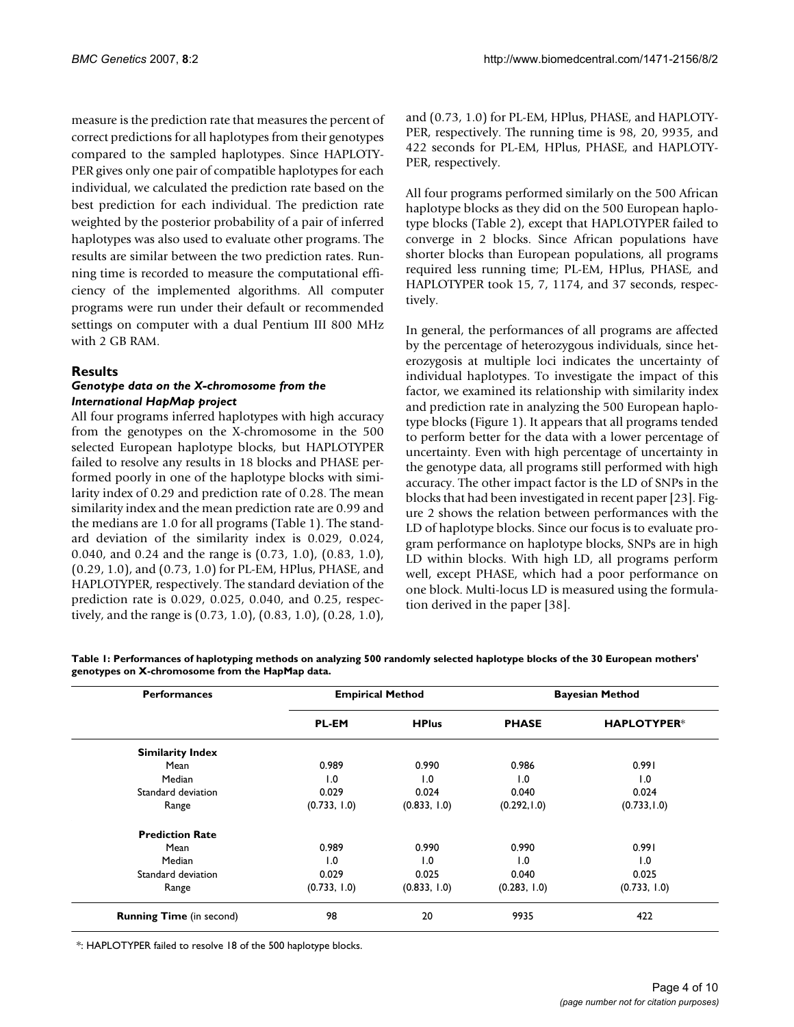measure is the prediction rate that measures the percent of correct predictions for all haplotypes from their genotypes compared to the sampled haplotypes. Since HAPLOTYPER gives only one pair of compatible haplotypes for each individual, we calculated the prediction rate based on the best prediction for each individual. The prediction rate weighted by the posterior probability of a pair of inferred haplotypes was also used to evaluate other programs. The results are similar between the two prediction rates. Running time is recorded to measure the computational efficiency of the implemented algorithms. All computer programs were run under their default or recommended settings on computer with a dual Pentium III 800 MHz with 2 GB RAM.

## Results

### *Genotype data on the X-chromosome from the International HapMap project*

All four programs inferred haplotypes with high accuracy from the genotypes on the X-chromosome in the 500 selected European haplotype blocks, but HAPLOTYPER failed to resolve any results in 18 blocks and PHASE performed poorly in one of the haplotype blocks with similarity index of 0.29 and prediction rate of 0.28. The mean similarity index and the mean prediction rate are 0.99 and the medians are 1.0 for all programs (Table 1). The standard deviation of the similarity index is 0.029, 0.024, 0.040, and 0.24 and the range is (0.73, 1.0), (0.83, 1.0), (0.29, 1.0), and (0.73, 1.0) for PL-EM, HPlus, PHASE, and HAPLOTYPER, respectively. The standard deviation of the prediction rate is 0.029, 0.025, 0.040, and 0.25, respectively, and the range is (0.73, 1.0), (0.83, 1.0), (0.28, 1.0), and (0.73, 1.0) for PL-EM, HPlus, PHASE, and HAPLOTYPER, respectively. The running time is 98, 20, 9935, and 422 seconds for PL-EM, HPlus, PHASE, and HAPLOTYPER, respectively.

All four programs performed similarly on the 500 African haplotype blocks as they did on the 500 European haplotype blocks (Table 2), except that HAPLOTYPER failed to converge in 2 blocks. Since African populations have shorter blocks than European populations, all programs required less running time; PL-EM, HPlus, PHASE, and HAPLOTYPER took 15, 7, 1174, and 37 seconds, respectively.

In general, the performances of all programs are affected by the percentage of heterozygous individuals, since heterozygosis at multiple loci indicates the uncertainty of individual haplotypes. To investigate the impact of this factor, we examined its relationship with similarity index and prediction rate in analyzing the 500 European haplotype blocks (Figure 1). It appears that all programs tended to perform better for the data with a lower percentage of uncertainty. Even with high percentage of uncertainty in the genotype data, all programs still performed with high accuracy. The other impact factor is the LD of SNPs in the blocks that had been investigated in recent paper [23]. Figure 2 shows the relation between performances with the LD of haplotype blocks. Since our focus is to evaluate program performance on haplotype blocks, SNPs are in high LD within blocks. With high LD, all programs perform well, except PHASE, which had a poor performance on one block. Multi-locus LD is measured using the formulation derived in the paper [38].

**Table 1: Performances of haplotyping methods on analyzing 500 randomly selected haplotype blocks of the 30 European mothers' genotypes on X-chromosome from the HapMap data.**

| Performances | Empirical Method | | Bayesian Method | |
|---|---|---|---|---|
| | **PL-EM** | **HPlus** | **PHASE** | **HAPLOTYPER*** |
| **Similarity Index** | | | | |
| Mean | 0.989 | 0.990 | 0.986 | 0.991 |
| Median | 1.0 | 1.0 | 1.0 | 1.0 |
| Standard deviation | 0.029 | 0.024 | 0.040 | 0.024 |
| Range | (0.733, 1.0) | (0.833, 1.0) | (0.292,1.0) | (0.733,1.0) |
| **Prediction Rate** | | | | |
| Mean | 0.989 | 0.990 | 0.990 | 0.991 |
| Median | 1.0 | 1.0 | 1.0 | 1.0 |
| Standard deviation | 0.029 | 0.025 | 0.040 | 0.025 |
| Range | (0.733, 1.0) | (0.833, 1.0) | (0.283, 1.0) | (0.733, 1.0) |
| **Running Time** (in second) | 98 | 20 | 9935 | 422 |

*: HAPLOTYPER failed to resolve 18 of the 500 haplotype blocks.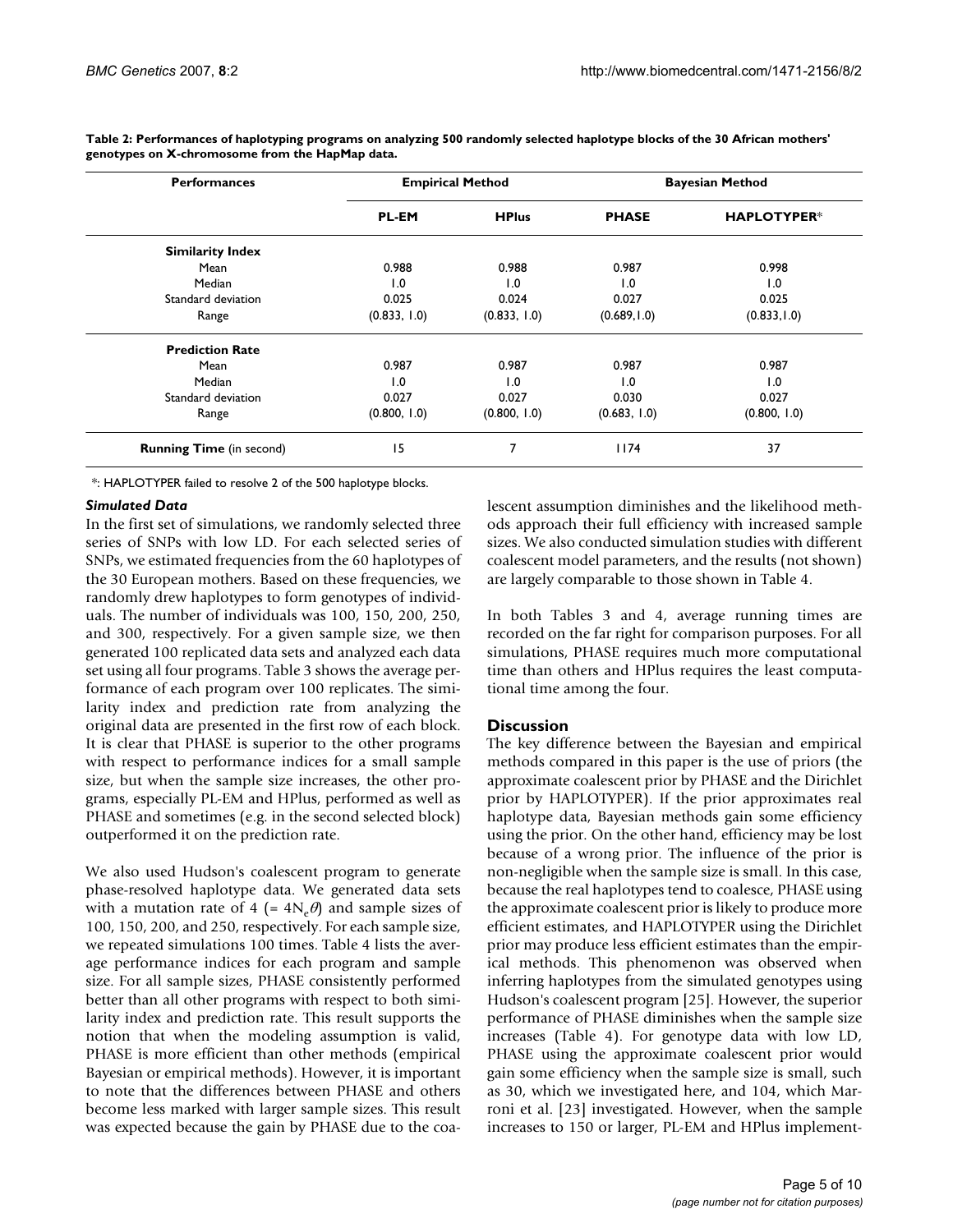**Table 2: Performances of haplotyping programs on analyzing 500 randomly selected haplotype blocks of the 30 African mothers' genotypes on X-chromosome from the HapMap data.**

| Performances | Empirical Method | | Bayesian Method | |
|---|---|---|---|---|
| | **PL-EM** | **HPlus** | **PHASE** | **HAPLOTYPER*** |
| **Similarity Index** | | | | |
| Mean | 0.988 | 0.988 | 0.987 | 0.998 |
| Median | 1.0 | 1.0 | 1.0 | 1.0 |
| Standard deviation | 0.025 | 0.024 | 0.027 | 0.025 |
| Range | (0.833, 1.0) | (0.833, 1.0) | (0.689,1.0) | (0.833,1.0) |
| **Prediction Rate** | | | | |
| Mean | 0.987 | 0.987 | 0.987 | 0.987 |
| Median | 1.0 | 1.0 | 1.0 | 1.0 |
| Standard deviation | 0.027 | 0.027 | 0.030 | 0.027 |
| Range | (0.800, 1.0) | (0.800, 1.0) | (0.683, 1.0) | (0.800, 1.0) |
| **Running Time** (in second) | 15 | 7 | 1174 | 37 |

*: HAPLOTYPER failed to resolve 2 of the 500 haplotype blocks.

### *Simulated Data*

In the first set of simulations, we randomly selected three series of SNPs with low LD. For each selected series of SNPs, we estimated frequencies from the 60 haplotypes of the 30 European mothers. Based on these frequencies, we randomly drew haplotypes to form genotypes of individuals. The number of individuals was 100, 150, 200, 250, and 300, respectively. For a given sample size, we then generated 100 replicated data sets and analyzed each data set using all four programs. Table 3 shows the average performance of each program over 100 replicates. The similarity index and prediction rate from analyzing the original data are presented in the first row of each block. It is clear that PHASE is superior to the other programs with respect to performance indices for a small sample size, but when the sample size increases, the other programs, especially PL-EM and HPlus, performed as well as PHASE and sometimes (e.g. in the second selected block) outperformed it on the prediction rate.

We also used Hudson's coalescent program to generate phase-resolved haplotype data. We generated data sets with a mutation rate of 4 (= $4N_e\theta$) and sample sizes of 100, 150, 200, and 250, respectively. For each sample size, we repeated simulations 100 times. Table 4 lists the average performance indices for each program and sample size. For all sample sizes, PHASE consistently performed better than all other programs with respect to both similarity index and prediction rate. This result supports the notion that when the modeling assumption is valid, PHASE is more efficient than other methods (empirical Bayesian or empirical methods). However, it is important to note that the differences between PHASE and others become less marked with larger sample sizes. This result was expected because the gain by PHASE due to the coalescent assumption diminishes and the likelihood methods approach their full efficiency with increased sample sizes. We also conducted simulation studies with different coalescent model parameters, and the results (not shown) are largely comparable to those shown in Table 4.

In both Tables 3 and 4, average running times are recorded on the far right for comparison purposes. For all simulations, PHASE requires much more computational time than others and HPlus requires the least computational time among the four.

## Discussion

The key difference between the Bayesian and empirical methods compared in this paper is the use of priors (the approximate coalescent prior by PHASE and the Dirichlet prior by HAPLOTYPER). If the prior approximates real haplotype data, Bayesian methods gain some efficiency using the prior. On the other hand, efficiency may be lost because of a wrong prior. The influence of the prior is non-negligible when the sample size is small. In this case, because the real haplotypes tend to coalesce, PHASE using the approximate coalescent prior is likely to produce more efficient estimates, and HAPLOTYPER using the Dirichlet prior may produce less efficient estimates than the empirical methods. This phenomenon was observed when inferring haplotypes from the simulated genotypes using Hudson's coalescent program [25]. However, the superior performance of PHASE diminishes when the sample size increases (Table 4). For genotype data with low LD, PHASE using the approximate coalescent prior would gain some efficiency when the sample size is small, such as 30, which we investigated here, and 104, which Marroni et al. [23] investigated. However, when the sample increases to 150 or larger, PL-EM and HPlus implement-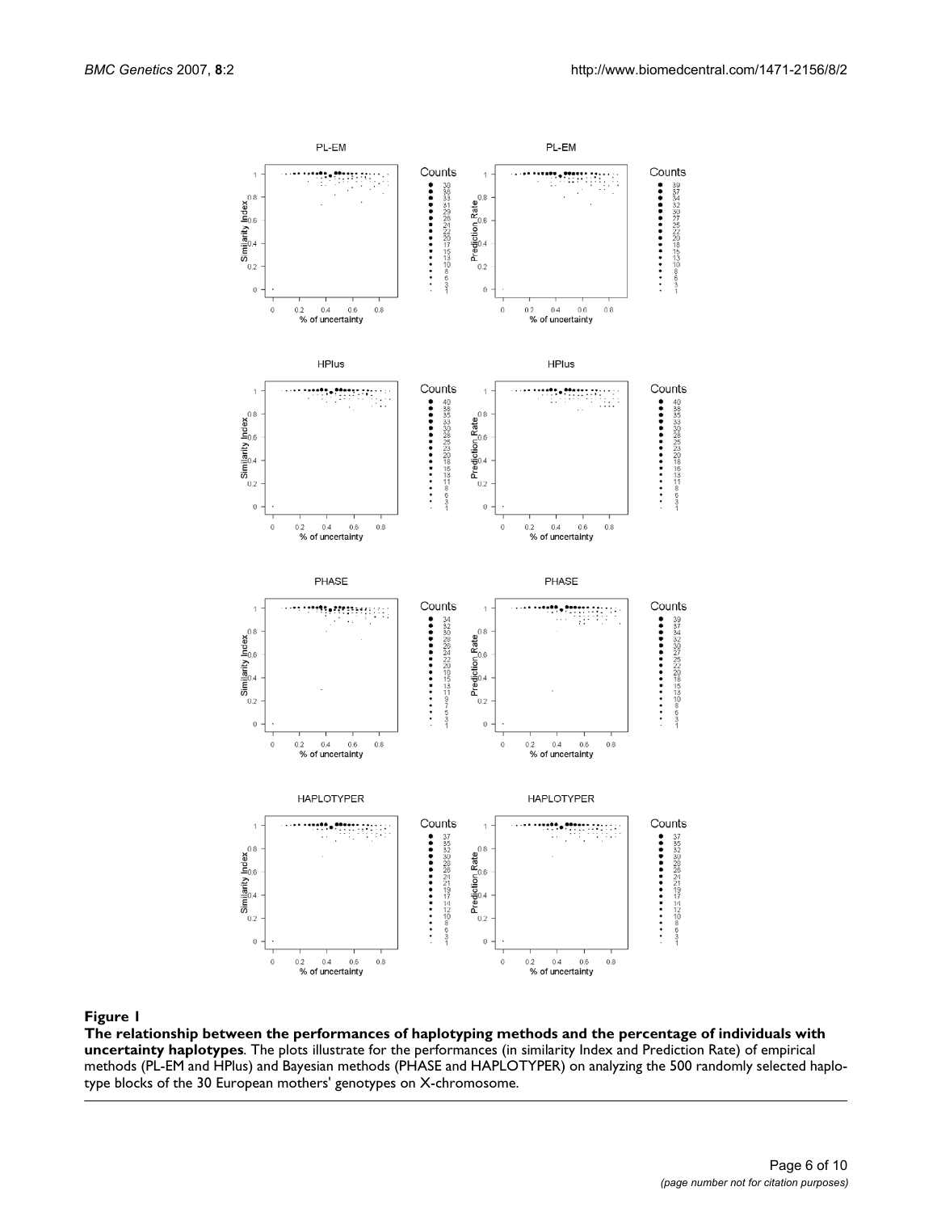**Figure 1**

**The relationship between the performances of haplotyping methods and the percentage of individuals with uncertainty haplotypes**. The plots illustrate for the performances (in similarity Index and Prediction Rate) of empirical methods (PL-EM and HPlus) and Bayesian methods (PHASE and HAPLOTYPER) on analyzing the 500 randomly selected haplotype blocks of the 30 European mothers' genotypes on X-chromosome.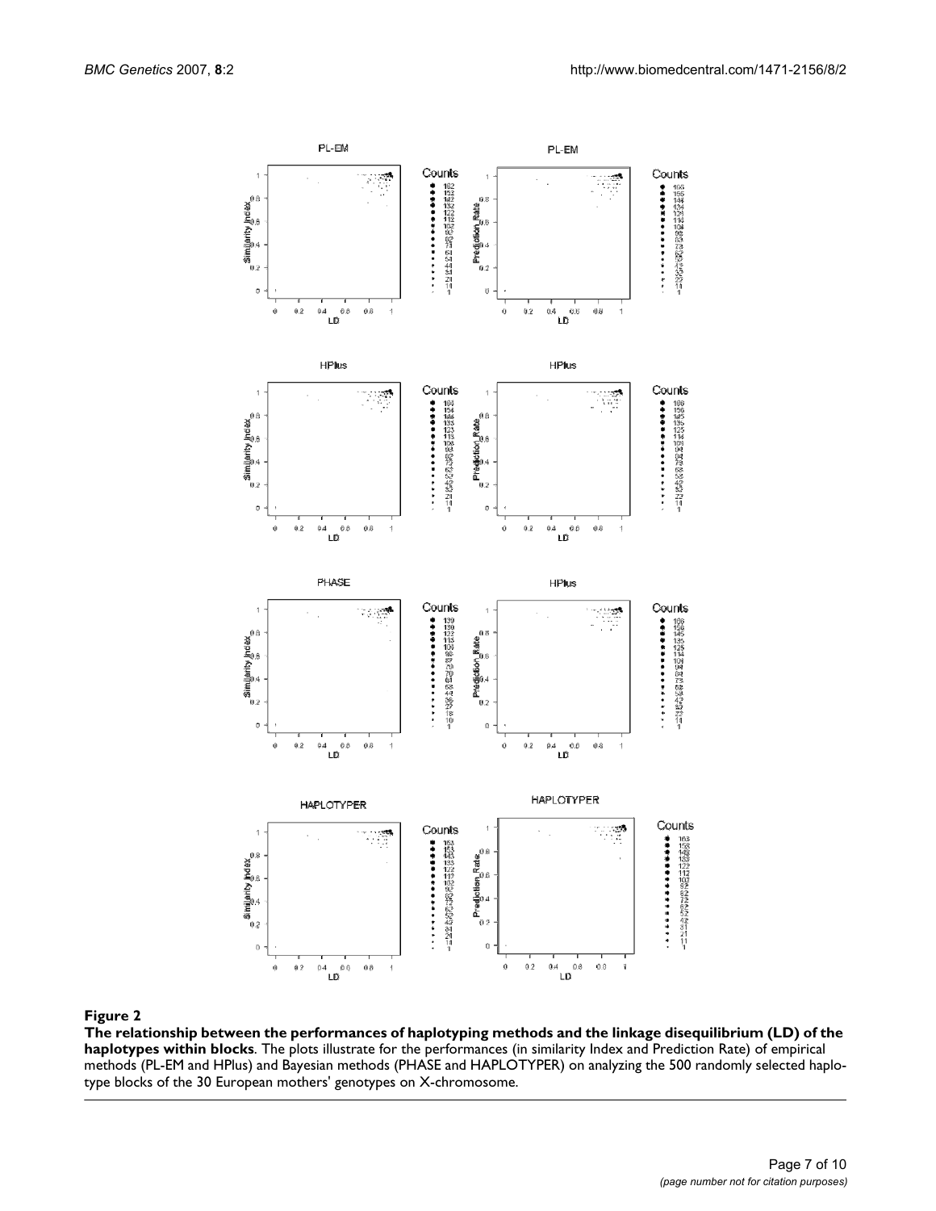**Figure 2**

**The relationship between the performances of haplotyping methods and the linkage disequilibrium (LD) of the haplotypes within blocks**. The plots illustrate for the performances (in similarity Index and Prediction Rate) of empirical methods (PL-EM and HPlus) and Bayesian methods (PHASE and HAPLOTYPER) on analyzing the 500 randomly selected haplotype blocks of the 30 European mothers' genotypes on X-chromosome.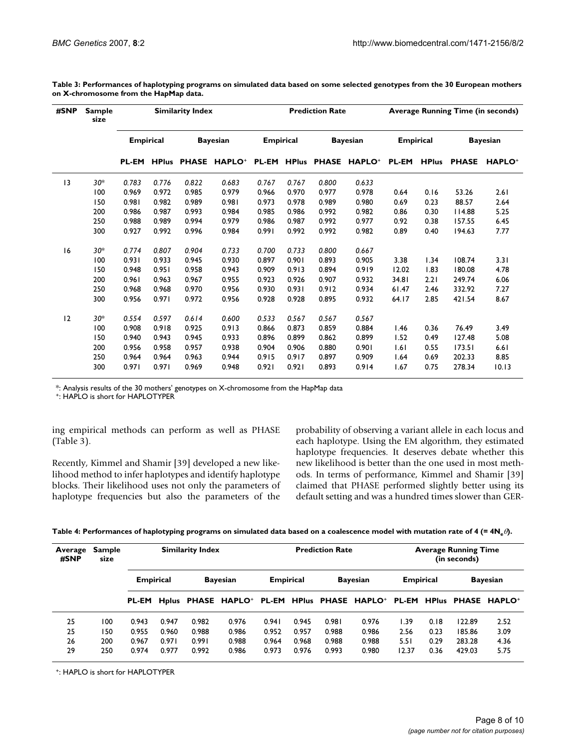**Table 3: Performances of haplotyping programs on simulated data based on some selected genotypes from the 30 European mothers on X-chromosome from the HapMap data.**

| #SNP | Sample size | Similarity Index | | | | Prediction Rate | | | | Average Running Time (in seconds) | | | |
|---|---|---|---|---|---|---|---|---|---|---|---|---|---|
| | | Empirical | | Bayesian | | Empirical | | Bayesian | | Empirical | | Bayesian | |
| | | PL-EM | HPlus | PHASE | HAPLO⁺ | PL-EM | HPlus | PHASE | HAPLO⁺ | PL-EM | HPlus | PHASE | HAPLO⁺ |
| 13 | *30** | *0.783* | *0.776* | *0.822* | *0.683* | *0.767* | *0.767* | *0.800* | *0.633* | | | | |
| | 100 | 0.969 | 0.972 | 0.985 | 0.979 | 0.966 | 0.970 | 0.977 | 0.978 | 0.64 | 0.16 | 53.26 | 2.61 |
| | 150 | 0.981 | 0.982 | 0.989 | 0.981 | 0.973 | 0.978 | 0.989 | 0.980 | 0.69 | 0.23 | 88.57 | 2.64 |
| | 200 | 0.986 | 0.987 | 0.993 | 0.984 | 0.985 | 0.986 | 0.992 | 0.982 | 0.86 | 0.30 | 114.88 | 5.25 |
| | 250 | 0.988 | 0.989 | 0.994 | 0.979 | 0.986 | 0.987 | 0.992 | 0.977 | 0.92 | 0.38 | 157.55 | 6.45 |
| | 300 | 0.927 | 0.992 | 0.996 | 0.984 | 0.991 | 0.992 | 0.992 | 0.982 | 0.89 | 0.40 | 194.63 | 7.77 |
| 16 | *30** | *0.774* | *0.807* | *0.904* | *0.733* | *0.700* | *0.733* | *0.800* | *0.667* | | | | |
| | 100 | 0.931 | 0.933 | 0.945 | 0.930 | 0.897 | 0.901 | 0.893 | 0.905 | 3.38 | 1.34 | 108.74 | 3.31 |
| | 150 | 0.948 | 0.951 | 0.958 | 0.943 | 0.909 | 0.913 | 0.894 | 0.919 | 12.02 | 1.83 | 180.08 | 4.78 |
| | 200 | 0.961 | 0.963 | 0.967 | 0.955 | 0.923 | 0.926 | 0.907 | 0.932 | 34.81 | 2.21 | 249.74 | 6.06 |
| | 250 | 0.968 | 0.968 | 0.970 | 0.956 | 0.930 | 0.931 | 0.912 | 0.934 | 61.47 | 2.46 | 332.92 | 7.27 |
| | 300 | 0.956 | 0.971 | 0.972 | 0.956 | 0.928 | 0.928 | 0.895 | 0.932 | 64.17 | 2.85 | 421.54 | 8.67 |
| 12 | *30** | *0.554* | *0.597* | *0.614* | *0.600* | *0.533* | *0.567* | *0.567* | *0.567* | | | | |
| | 100 | 0.908 | 0.918 | 0.925 | 0.913 | 0.866 | 0.873 | 0.859 | 0.884 | 1.46 | 0.36 | 76.49 | 3.49 |
| | 150 | 0.940 | 0.943 | 0.945 | 0.933 | 0.896 | 0.899 | 0.862 | 0.899 | 1.52 | 0.49 | 127.48 | 5.08 |
| | 200 | 0.956 | 0.958 | 0.957 | 0.938 | 0.904 | 0.906 | 0.880 | 0.901 | 1.61 | 0.55 | 173.51 | 6.61 |
| | 250 | 0.964 | 0.964 | 0.963 | 0.944 | 0.915 | 0.917 | 0.897 | 0.909 | 1.64 | 0.69 | 202.33 | 8.85 |
| | 300 | 0.971 | 0.971 | 0.969 | 0.948 | 0.921 | 0.921 | 0.893 | 0.914 | 1.67 | 0.75 | 278.34 | 10.13 |

*: Analysis results of the 30 mothers' genotypes on X-chromosome from the HapMap data
⁺: HAPLO is short for HAPLOTYPER

ing empirical methods can perform as well as PHASE (Table 3).

Recently, Kimmel and Shamir [39] developed a new likelihood method to infer haplotypes and identify haplotype blocks. Their likelihood uses not only the parameters of haplotype frequencies but also the parameters of the probability of observing a variant allele in each locus and each haplotype. Using the EM algorithm, they estimated haplotype frequencies. It deserves debate whether this new likelihood is better than the one used in most methods. In terms of performance, Kimmel and Shamir [39] claimed that PHASE performed slightly better using its default setting and was a hundred times slower than GER-

**Table 4: Performances of haplotyping programs on simulated data based on a coalescence model with mutation rate of 4 (= $4N_e\theta$).**

| Average #SNP | Sample size | Similarity Index | | | | Prediction Rate | | | | Average Running Time (in seconds) | | | |
|---|---|---|---|---|---|---|---|---|---|---|---|---|---|
| | | Empirical | | Bayesian | | Empirical | | Bayesian | | Empirical | | Bayesian | |
| | | PL-EM | Hplus | PHASE | HAPLO⁺ | PL-EM | HPlus | PHASE | HAPLO⁺ | PL-EM | HPlus | PHASE | HAPLO⁺ |
| 25 | 100 | 0.943 | 0.947 | 0.982 | 0.976 | 0.941 | 0.945 | 0.981 | 0.976 | 1.39 | 0.18 | 122.89 | 2.52 |
| 25 | 150 | 0.955 | 0.960 | 0.988 | 0.986 | 0.952 | 0.957 | 0.988 | 0.986 | 2.56 | 0.23 | 185.86 | 3.09 |
| 26 | 200 | 0.967 | 0.971 | 0.991 | 0.988 | 0.964 | 0.968 | 0.988 | 0.988 | 5.51 | 0.29 | 283.28 | 4.36 |
| 29 | 250 | 0.974 | 0.977 | 0.992 | 0.986 | 0.973 | 0.976 | 0.993 | 0.980 | 12.37 | 0.36 | 429.03 | 5.75 |

⁺: HAPLO is short for HAPLOTYPER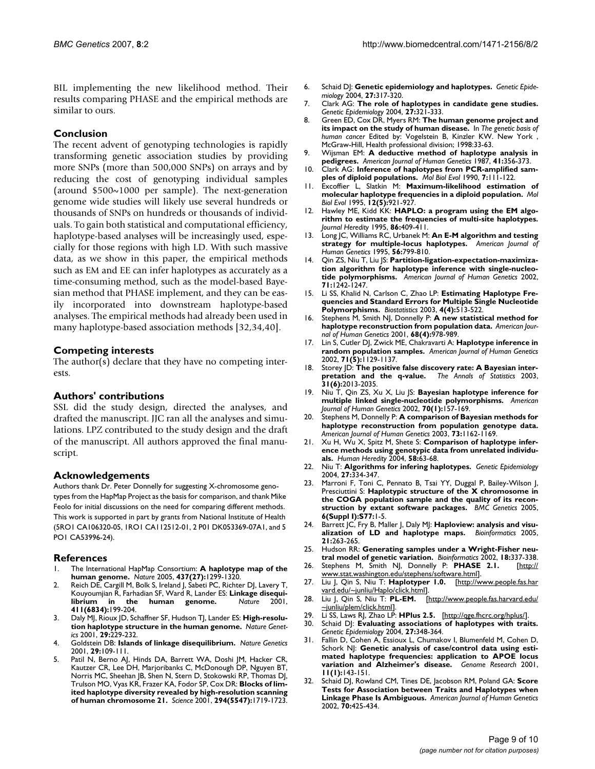BIL implementing the new likelihood method. Their results comparing PHASE and the empirical methods are similar to ours.

## Conclusion

The recent advent of genotyping technologies is rapidly transforming genetic association studies by providing more SNPs (more than 500,000 SNPs) on arrays and by reducing the cost of genotyping individual samples (around \$500~1000 per sample). The next-generation genome wide studies will likely use several hundreds or thousands of SNPs on hundreds or thousands of individuals. To gain both statistical and computational efficiency, haplotype-based analyses will be increasingly used, especially for those regions with high LD. With such massive data, as we show in this paper, the empirical methods such as EM and EE can infer haplotypes as accurately as a time-consuming method, such as the model-based Bayesian method that PHASE implement, and they can be easily incorporated into downstream haplotype-based analyses. The empirical methods had already been used in many haplotype-based association methods [32,34,40].

## Competing interests

The author(s) declare that they have no competing interests.

## Authors' contributions

SSL did the study design, directed the analyses, and drafted the manuscript. JJC ran all the analyses and simulations. LPZ contributed to the study design and the draft of the manuscript. All authors approved the final manuscript.

## Acknowledgements

Authors thank Dr. Peter Donnelly for suggesting X-chromosome genotypes from the HapMap Project as the basis for comparison, and thank Mike Feolo for initial discussions on the need for comparing different methods. This work is supported in part by grants from National Institute of Health (5RO1 CA106320-05, 1RO1 CA112512-01, 2 P01 DK053369-07A1, and 5 PO1 CA53996-24).

## References

1. The International HapMap Consortium: **A haplotype map of the human genome.** *Nature* 2005, **437(27):**1299-1320.
2. Reich DE, Cargill M, Bolk S, Ireland J, Sabeti PC, Richter DJ, Lavery T, Kouyoumjian R, Farhadian SF, Ward R, Lander ES: **Linkage disequilibrium in the human genome.** *Nature* 2001, **411(6834):**199-204.
3. Daly MJ, Rioux JD, Schaffner SF, Hudson TJ, Lander ES: **High-resolution haplotype structure in the human genome.** *Nature Genetics* 2001, **29:**229-232.
4. Goldstein DB: **Islands of linkage disequilibrium.** *Nature Genetics* 2001, **29:**109-111.
5. Patil N, Berno AJ, Hinds DA, Barrett WA, Doshi JM, Hacker CR, Kautzer CR, Lee DH, Marjoribanks C, McDonough DP, Nguyen BT, Norris MC, Sheehan JB, Shen N, Stern D, Stokowski RP, Thomas DJ, Trulson MO, Vyas KR, Frazer KA, Fodor SP, Cox DR: **Blocks of limited haplotype diversity revealed by high-resolution scanning of human chromosome 21.** *Science* 2001, **294(5547):**1719-1723.
6. Schaid DJ: **Genetic epidemiology and haplotypes.** *Genetic Epidemiology* 2004, **27:**317-320.
7. Clark AG: **The role of haplotypes in candidate gene studies.** *Genetic Epidemiology* 2004, **27:**321-333.
8. Green ED, Cox DR, Myers RM: **The human genome project and its impact on the study of human disease.** In *The genetic basis of human cancer* Edited by: Vogelstein B, Kinzler KW. New York , McGraw-Hill, Health professional division; 1998:33-63.
9. Wijsman EM: **A deductive method of haplotype analysis in pedigrees.** *American Journal of Human Genetics* 1987, **41:**356-373.
10. Clark AG: **Inference of haplotypes from PCR-amplified samples of diploid populations.** *Mol Biol Evol* 1990, **7:**111-122.
11. Excoffier L, Slatkin M: **Maximum-likelihood estimation of molecular haplotype frequencies in a diploid population.** *Mol Biol Evol* 1995, **12(5):**921-927.
12. Hawley ME, Kidd KK: **HAPLO: a program using the EM algorithm to estimate the frequencies of multi-site haplotypes.** *Journal Heredity* 1995, **86:**409-411.
13. Long JC, Williams RC, Urbanek M: **An E-M algorithm and testing strategy for multiple-locus haplotypes.** *American Journal of Human Genetics* 1995, **56:**799-810.
14. Qin ZS, Niu T, Liu JS: **Partition-ligation-expectation-maximization algorithm for haplotype inference with single-nucleotide polymorphisms.** *American Journal of Human Genetics* 2002, **71:**1242-1247.
15. Li SS, Khalid N, Carlson C, Zhao LP: **Estimating Haplotype Frequencies and Standard Errors for Multiple Single Nucleotide Polymorphisms.** *Biostatistics* 2003, **4(4):**513-522.
16. Stephens M, Smith NJ, Donnelly P: **A new statistical method for haplotype reconstruction from population data.** *American Journal of Human Genetics* 2001, **68(4):**978-989.
17. Lin S, Cutler DJ, Zwick ME, Chakravarti A: **Haplotype inference in random population samples.** *American Journal of Human Genetics* 2002, **71(5):**1129-1137.
18. Storey JD: **The positive false discovery rate: A Bayesian interpretation and the q-value.** *The Annals of Statistics* 2003, **31(6):**2013-2035.
19. Niu T, Qin ZS, Xu X, Liu JS: **Bayesian haplotype inference for multiple linked single-nucleotide polymorphisms.** *American Journal of Human Genetics* 2002, **70(1):**157-169.
20. Stephens M, Donnelly P: **A comparison of Bayesian methods for haplotype reconstruction from population genotype data.** *American Journal of Human Genetics* 2003, **73:**1162-1169.
21. Xu H, Wu X, Spitz M, Shete S: **Comparison of haplotype inference methods using genotypic data from unrelated individuals.** *Human Heredity* 2004, **58:**63-68.
22. Niu T: **Algorithms for infering haplotypes.** *Genetic Epidemiology* 2004, **27:**334-347.
23. Marroni F, Toni C, Pennato B, Tsai YY, Duggal P, Bailey-Wilson J, Presciuttini S: **Haplotypic structure of the X chromosome in the COGA population sample and the quality of its reconstruction by extant software packages.** *BMC Genetics* 2005, **6(Suppl I):S77:**1-5.
24. Barrett JC, Fry B, Maller J, Daly MJ: **Haploview: analysis and visualization of LD and haplotype maps.** *Bioinformatics* 2005, **21:**263-265.
25. Hudson RR: **Generating samples under a Wright-Fisher neutral model of genetic variation.** *Bioinformatics* 2002, **18:**337-338.
26. Stephens M, Smith NJ, Donnelly P: **PHASE 2.1.** [http://www.stat.washington.edu/stephens/software.html].
27. Liu J, Qin S, Niu T: **Haplotyper 1.0.** [http://www.people.fas.harvard.edu/~junliu/Haplo/click.html].
28. Liu J, Qin S, Niu T: **PL-EM.** [http://www.people.fas.harvard.edu/~junliu/plem/click.html].
29. Li SS, Laws RJ, Zhao LP: **HPlus 2.5.** [http://qge.fhcrc.org/hplus/].
30. Schaid DJ: **Evaluating associations of haplotypes with traits.** *Genetic Epidemiology* 2004, **27:**348-364.
31. Fallin D, Cohen A, Essioux L, Chumakov I, Blumenfeld M, Cohen D, Schork NJ: **Genetic analysis of case/control data using estimated haplotype frequencies: application to APOE locus variation and Alzheimer's disease.** *Genome Research* 2001, **11(1):**143-151.
32. Schaid DJ, Rowland CM, Tines DE, Jacobson RM, Poland GA: **Score Tests for Association between Traits and Haplotypes when Linkage Phase Is Ambiguous.** *American Journal of Human Genetics* 2002, **70:**425-434.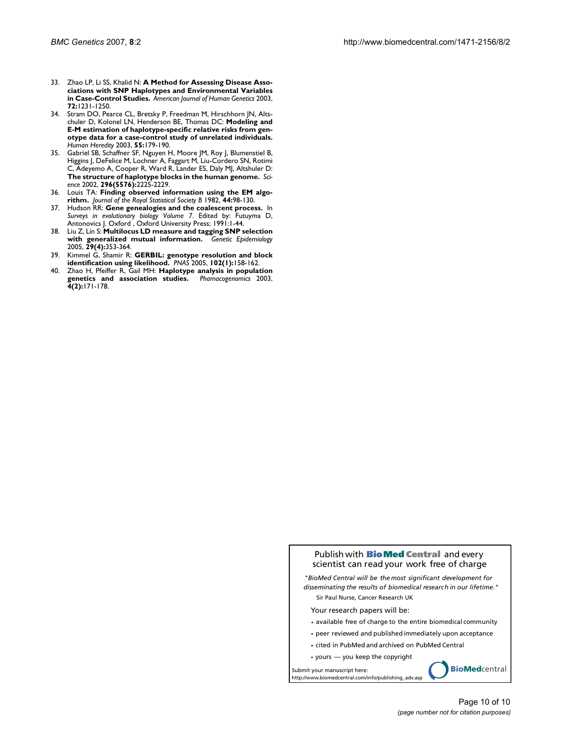33. Zhao LP, Li SS, Khalid N: **A Method for Assessing Disease Associations with SNP Haplotypes and Environmental Variables in Case-Control Studies.** *American Journal of Human Genetics* 2003, **72:**1231-1250.
34. Stram DO, Pearce CL, Bretsky P, Freedman M, Hirschhorn JN, Altschuler D, Kolonel LN, Henderson BE, Thomas DC: **Modeling and E-M estimation of haplotype-specific relative risks from genotype data for a case-control study of unrelated individuals.** *Human Heredity* 2003, **55:**179-190.
35. Gabriel SB, Schaffner SF, Nguyen H, Moore JM, Roy J, Blumenstiel B, Higgins J, DeFelice M, Lochner A, Faggart M, Liu-Cordero SN, Rotimi C, Adeyemo A, Cooper R, Ward R, Lander ES, Daly MJ, Altshuler D: **The structure of haplotype blocks in the human genome.** *Science* 2002, **296(5576):**2225-2229.
36. Louis TA: **Finding observed information using the EM algorithm.** *Journal of the Royal Statistical Society B* 1982, **44:**98-130.
37. Hudson RR: **Gene genealogies and the coalescent process.** In *Surveys in evolutionary biology Volume 7*. Edited by: Futuyma D, Antonovics J. Oxford , Oxford University Press; 1991:1-44.
38. Liu Z, Lin S: **Multilocus LD measure and tagging SNP selection with generalized mutual information.** *Genetic Epidemiology* 2005, **29(4):**353-364.
39. Kimmel G, Shamir R: **GERBIL: genotype resolution and block identification using likelihood.** *PNAS* 2005, **102(1):**158-162.
40. Zhao H, Pfeiffer R, Gail MH: **Haplotype analysis in population genetics and association studies.** *Phamacogenomics* 2003, **4(2):**171-178.

Publish with **BioMed Central** and every scientist can read your work free of charge

*"BioMed Central will be the most significant development for disseminating the results of biomedical research in our lifetime."*

Sir Paul Nurse, Cancer Research UK

Your research papers will be:

- available free of charge to the entire biomedical community
- peer reviewed and published immediately upon acceptance
- cited in PubMed and archived on PubMed Central
- yours — you keep the copyright

Submit your manuscript here:
http://www.biomedcentral.com/info/publishing_adv.asp

**BioMed**central